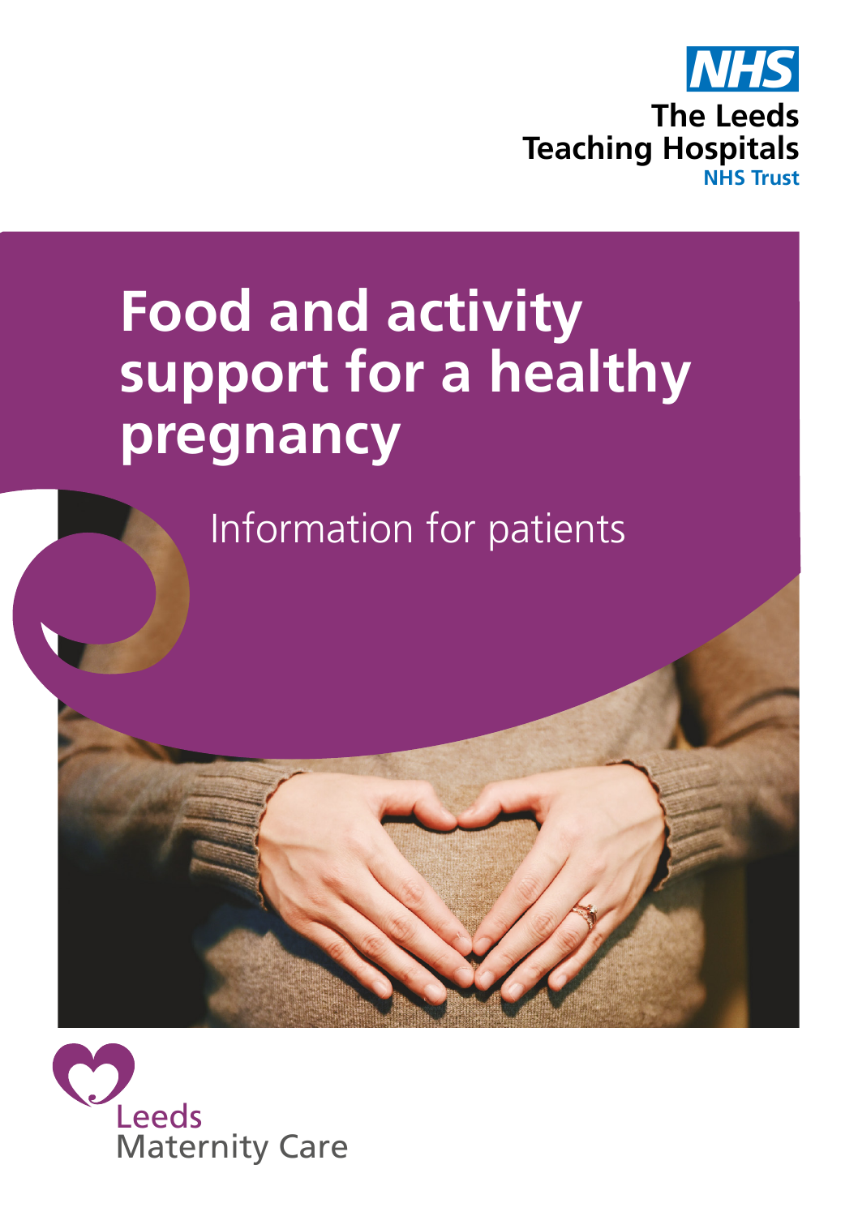NHS

The Leeds Teaching Hospitals
NHS Trust

# Food and activity support for a healthy pregnancy

Information for patients

Leeds Maternity Care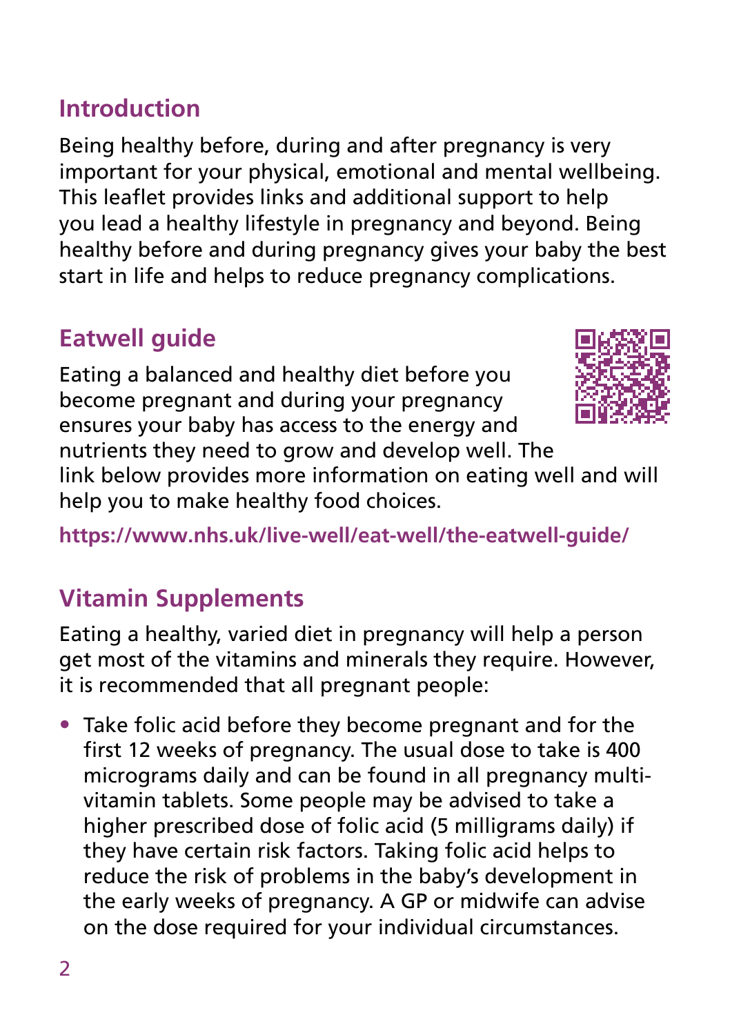## Introduction

Being healthy before, during and after pregnancy is very important for your physical, emotional and mental wellbeing. This leaflet provides links and additional support to help you lead a healthy lifestyle in pregnancy and beyond. Being healthy before and during pregnancy gives your baby the best start in life and helps to reduce pregnancy complications.

## Eatwell guide

Eating a balanced and healthy diet before you become pregnant and during your pregnancy ensures your baby has access to the energy and nutrients they need to grow and develop well. The link below provides more information on eating well and will help you to make healthy food choices.

**https://www.nhs.uk/live-well/eat-well/the-eatwell-guide/**

## Vitamin Supplements

Eating a healthy, varied diet in pregnancy will help a person get most of the vitamins and minerals they require. However, it is recommended that all pregnant people:

- Take folic acid before they become pregnant and for the first 12 weeks of pregnancy. The usual dose to take is 400 micrograms daily and can be found in all pregnancy multi-vitamin tablets. Some people may be advised to take a higher prescribed dose of folic acid (5 milligrams daily) if they have certain risk factors. Taking folic acid helps to reduce the risk of problems in the baby's development in the early weeks of pregnancy. A GP or midwife can advise on the dose required for your individual circumstances.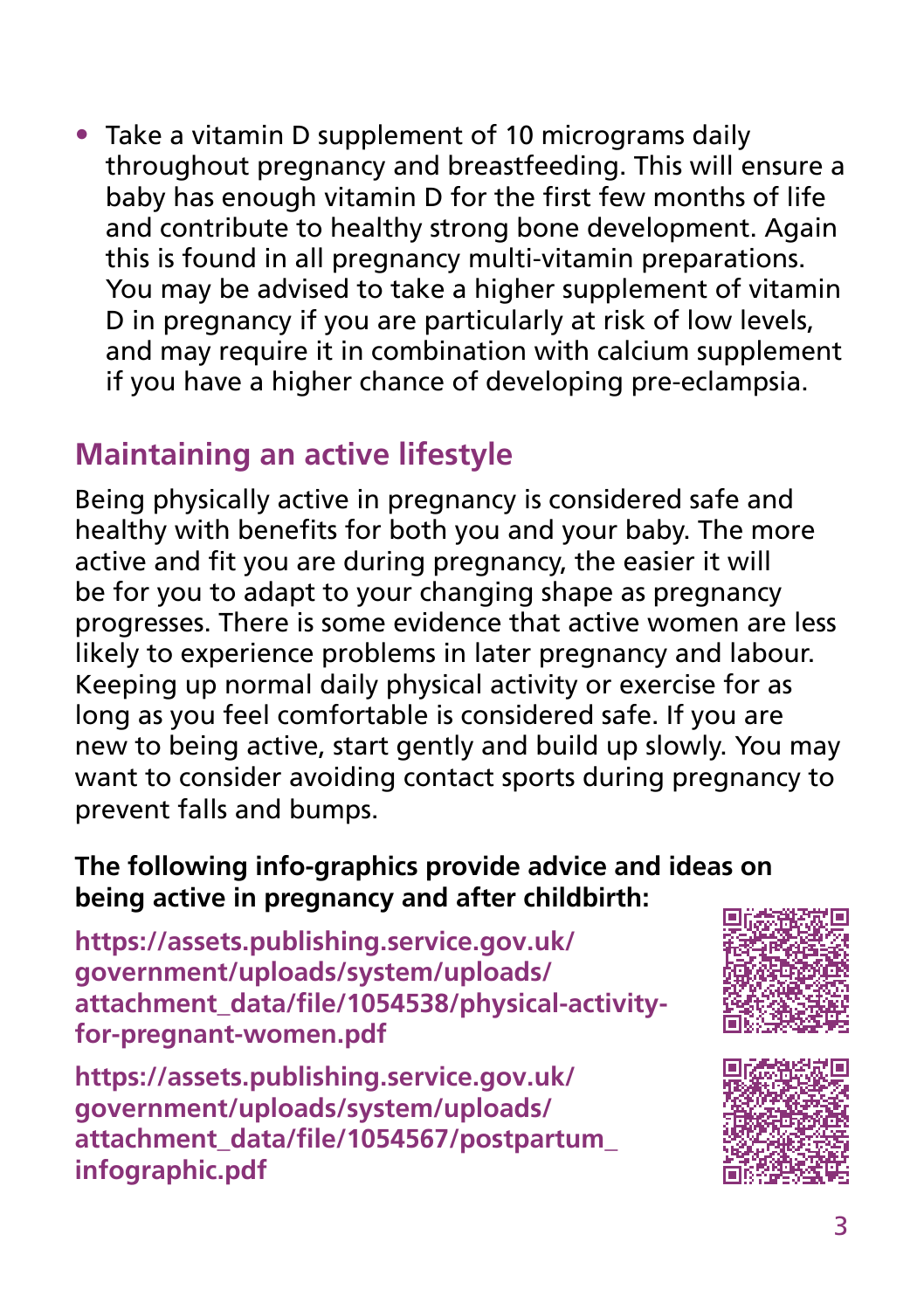- Take a vitamin D supplement of 10 micrograms daily throughout pregnancy and breastfeeding. This will ensure a baby has enough vitamin D for the first few months of life and contribute to healthy strong bone development. Again this is found in all pregnancy multi-vitamin preparations. You may be advised to take a higher supplement of vitamin D in pregnancy if you are particularly at risk of low levels, and may require it in combination with calcium supplement if you have a higher chance of developing pre-eclampsia.

## Maintaining an active lifestyle

Being physically active in pregnancy is considered safe and healthy with benefits for both you and your baby. The more active and fit you are during pregnancy, the easier it will be for you to adapt to your changing shape as pregnancy progresses. There is some evidence that active women are less likely to experience problems in later pregnancy and labour. Keeping up normal daily physical activity or exercise for as long as you feel comfortable is considered safe. If you are new to being active, start gently and build up slowly. You may want to consider avoiding contact sports during pregnancy to prevent falls and bumps.

**The following info-graphics provide advice and ideas on being active in pregnancy and after childbirth:**

**https://assets.publishing.service.gov.uk/government/uploads/system/uploads/attachment_data/file/1054538/physical-activity-for-pregnant-women.pdf**

**https://assets.publishing.service.gov.uk/government/uploads/system/uploads/attachment_data/file/1054567/postpartum_infographic.pdf**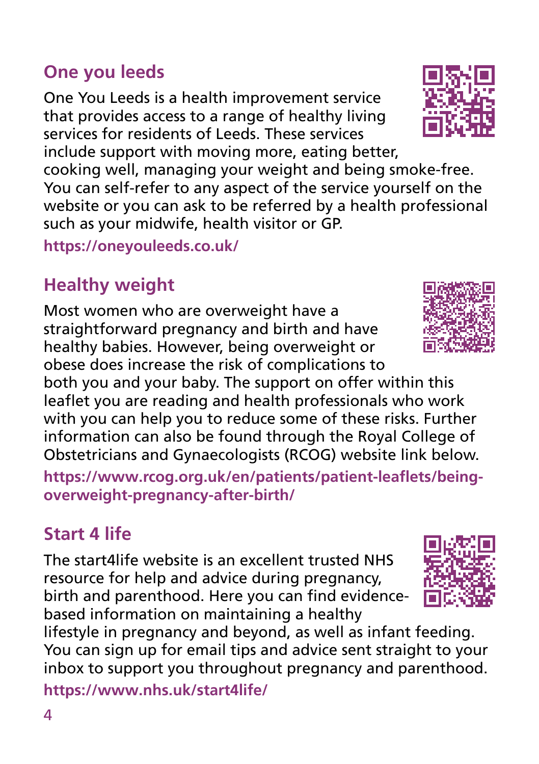## One you leeds

One You Leeds is a health improvement service that provides access to a range of healthy living services for residents of Leeds. These services include support with moving more, eating better, cooking well, managing your weight and being smoke-free. You can self-refer to any aspect of the service yourself on the website or you can ask to be referred by a health professional such as your midwife, health visitor or GP.

**https://oneyouleeds.co.uk/**

## Healthy weight

Most women who are overweight have a straightforward pregnancy and birth and have healthy babies. However, being overweight or obese does increase the risk of complications to both you and your baby. The support on offer within this leaflet you are reading and health professionals who work with you can help you to reduce some of these risks. Further information can also be found through the Royal College of Obstetricians and Gynaecologists (RCOG) website link below.

**https://www.rcog.org.uk/en/patients/patient-leaflets/being-overweight-pregnancy-after-birth/**

## Start 4 life

The start4life website is an excellent trusted NHS resource for help and advice during pregnancy, birth and parenthood. Here you can find evidence-based information on maintaining a healthy lifestyle in pregnancy and beyond, as well as infant feeding. You can sign up for email tips and advice sent straight to your inbox to support you throughout pregnancy and parenthood.

**https://www.nhs.uk/start4life/**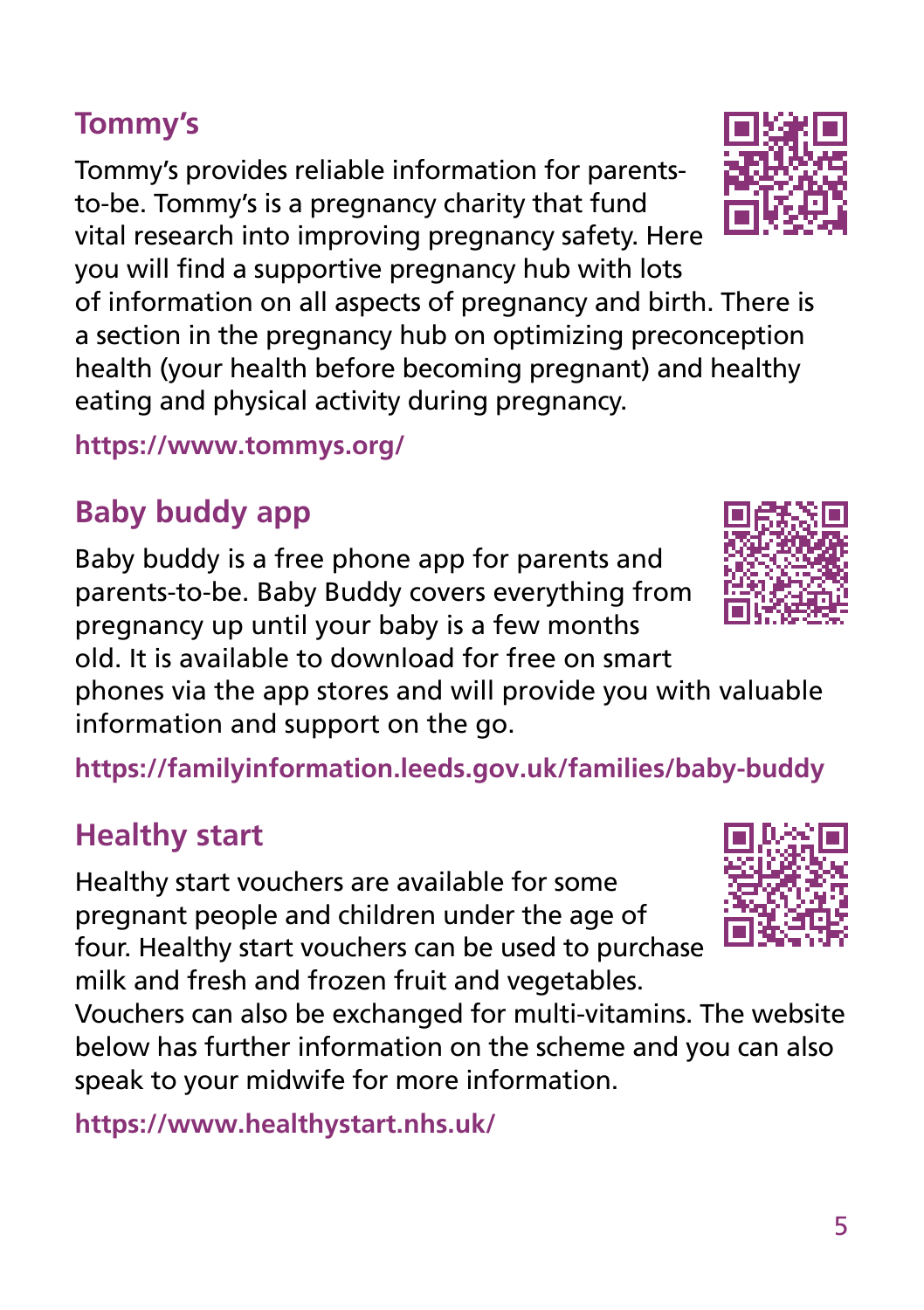## Tommy's

Tommy's provides reliable information for parents-to-be. Tommy's is a pregnancy charity that fund vital research into improving pregnancy safety. Here you will find a supportive pregnancy hub with lots of information on all aspects of pregnancy and birth. There is a section in the pregnancy hub on optimizing preconception health (your health before becoming pregnant) and healthy eating and physical activity during pregnancy.

**https://www.tommys.org/**

## Baby buddy app

Baby buddy is a free phone app for parents and parents-to-be. Baby Buddy covers everything from pregnancy up until your baby is a few months old. It is available to download for free on smart phones via the app stores and will provide you with valuable information and support on the go.

**https://familyinformation.leeds.gov.uk/families/baby-buddy**

## Healthy start

Healthy start vouchers are available for some pregnant people and children under the age of four. Healthy start vouchers can be used to purchase milk and fresh and frozen fruit and vegetables. Vouchers can also be exchanged for multi-vitamins. The website below has further information on the scheme and you can also speak to your midwife for more information.

**https://www.healthystart.nhs.uk/**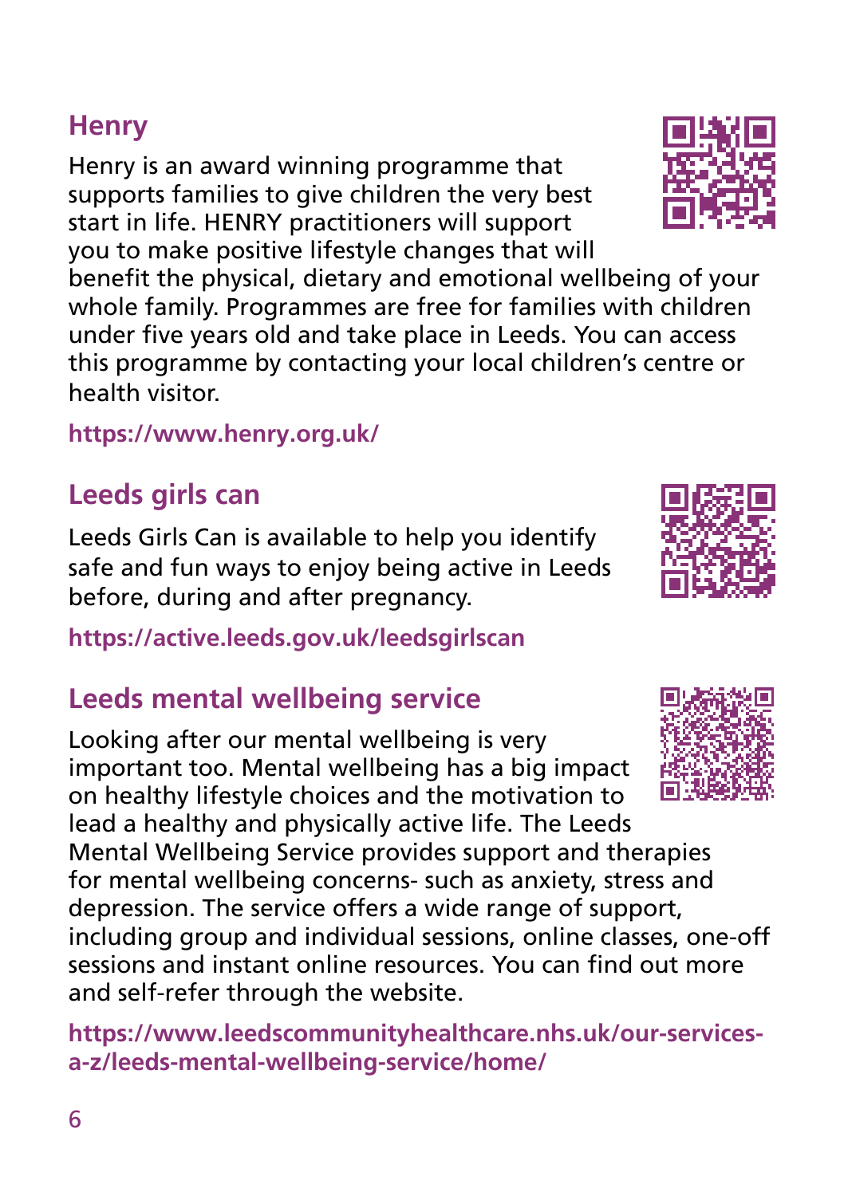## Henry

Henry is an award winning programme that supports families to give children the very best start in life. HENRY practitioners will support you to make positive lifestyle changes that will benefit the physical, dietary and emotional wellbeing of your whole family. Programmes are free for families with children under five years old and take place in Leeds. You can access this programme by contacting your local children's centre or health visitor.

**https://www.henry.org.uk/**

## Leeds girls can

Leeds Girls Can is available to help you identify safe and fun ways to enjoy being active in Leeds before, during and after pregnancy.

**https://active.leeds.gov.uk/leedsgirlscan**

## Leeds mental wellbeing service

Looking after our mental wellbeing is very important too. Mental wellbeing has a big impact on healthy lifestyle choices and the motivation to lead a healthy and physically active life. The Leeds Mental Wellbeing Service provides support and therapies for mental wellbeing concerns- such as anxiety, stress and depression. The service offers a wide range of support, including group and individual sessions, online classes, one-off sessions and instant online resources. You can find out more and self-refer through the website.

**https://www.leedscommunityhealthcare.nhs.uk/our-services-a-z/leeds-mental-wellbeing-service/home/**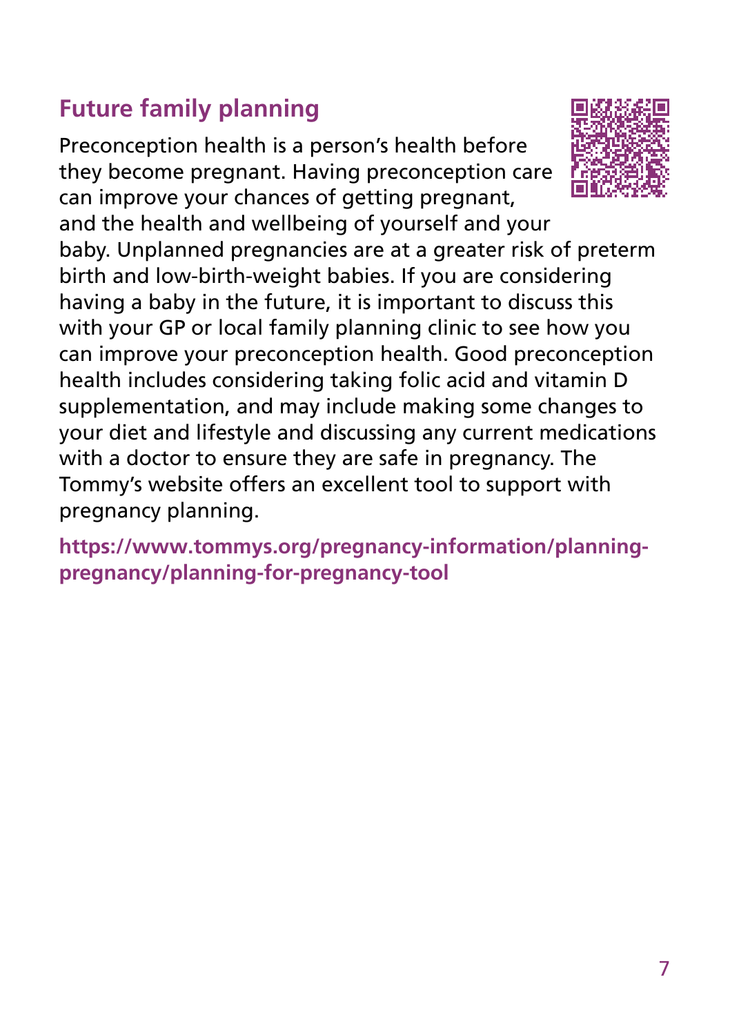## Future family planning

Preconception health is a person's health before they become pregnant. Having preconception care can improve your chances of getting pregnant, and the health and wellbeing of yourself and your baby. Unplanned pregnancies are at a greater risk of preterm birth and low-birth-weight babies. If you are considering having a baby in the future, it is important to discuss this with your GP or local family planning clinic to see how you can improve your preconception health. Good preconception health includes considering taking folic acid and vitamin D supplementation, and may include making some changes to your diet and lifestyle and discussing any current medications with a doctor to ensure they are safe in pregnancy. The Tommy's website offers an excellent tool to support with pregnancy planning.

**https://www.tommys.org/pregnancy-information/planning-pregnancy/planning-for-pregnancy-tool**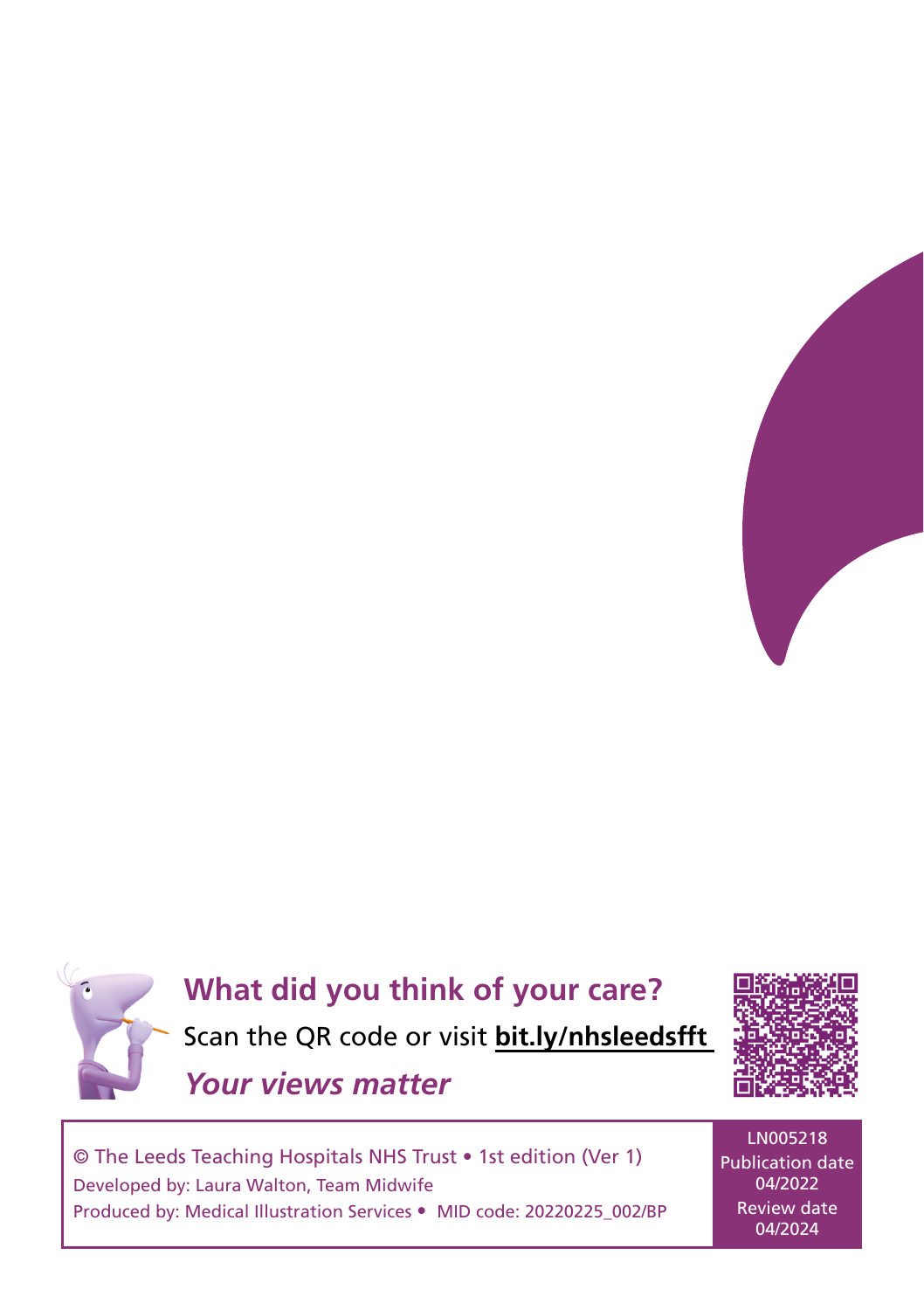## What did you think of your care?

Scan the QR code or visit **bit.ly/nhsleedsfft**

***Your views matter***

© The Leeds Teaching Hospitals NHS Trust • 1st edition (Ver 1)
Developed by: Laura Walton, Team Midwife
Produced by: Medical Illustration Services • MID code: 20220225_002/BP

LN005218
Publication date
04/2022
Review date
04/2024